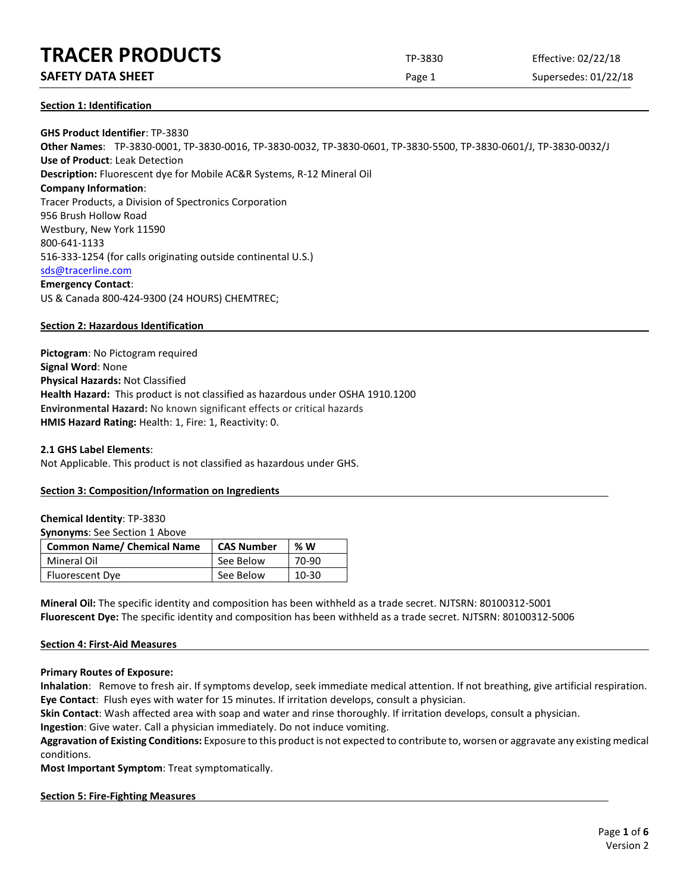# TRACER PRODUCTS

## SAFETY DATA SHEET

TP-3830 | Effective: 02/22/18 | Supersedes: 01/22/18

### Section 1: Identification

**GHS Product Identifier**: TP-3830
**Other Names**: TP-3830-0001, TP-3830-0016, TP-3830-0032, TP-3830-0601, TP-3830-5500, TP-3830-0601/J, TP-3830-0032/J
**Use of Product**: Leak Detection
**Description:** Fluorescent dye for Mobile AC&R Systems, R-12 Mineral Oil
**Company Information**:
Tracer Products, a Division of Spectronics Corporation
956 Brush Hollow Road
Westbury, New York 11590
800-641-1133
516-333-1254 (for calls originating outside continental U.S.)
sds@tracerline.com
**Emergency Contact**:
US & Canada 800-424-9300 (24 HOURS) CHEMTREC;

### Section 2: Hazardous Identification

**Pictogram**: No Pictogram required
**Signal Word**: None
**Physical Hazards:** Not Classified
**Health Hazard:** This product is not classified as hazardous under OSHA 1910.1200
**Environmental Hazard:** No known significant effects or critical hazards
**HMIS Hazard Rating:** Health: 1, Fire: 1, Reactivity: 0.

**2.1 GHS Label Elements**:
Not Applicable. This product is not classified as hazardous under GHS.

### Section 3: Composition/Information on Ingredients

**Chemical Identity**: TP-3830
**Synonyms**: See Section 1 Above

| Common Name/ Chemical Name | CAS Number | % W |
|---|---|---|
| Mineral Oil | See Below | 70-90 |
| Fluorescent Dye | See Below | 10-30 |

**Mineral Oil:** The specific identity and composition has been withheld as a trade secret. NJTSRN: 80100312-5001
**Fluorescent Dye:** The specific identity and composition has been withheld as a trade secret. NJTSRN: 80100312-5006

### Section 4: First-Aid Measures

**Primary Routes of Exposure:**
**Inhalation**: Remove to fresh air. If symptoms develop, seek immediate medical attention. If not breathing, give artificial respiration.
**Eye Contact**: Flush eyes with water for 15 minutes. If irritation develops, consult a physician.
**Skin Contact**: Wash affected area with soap and water and rinse thoroughly. If irritation develops, consult a physician.
**Ingestion**: Give water. Call a physician immediately. Do not induce vomiting.
**Aggravation of Existing Conditions:** Exposure to this product is not expected to contribute to, worsen or aggravate any existing medical conditions.
**Most Important Symptom**: Treat symptomatically.

### Section 5: Fire-Fighting Measures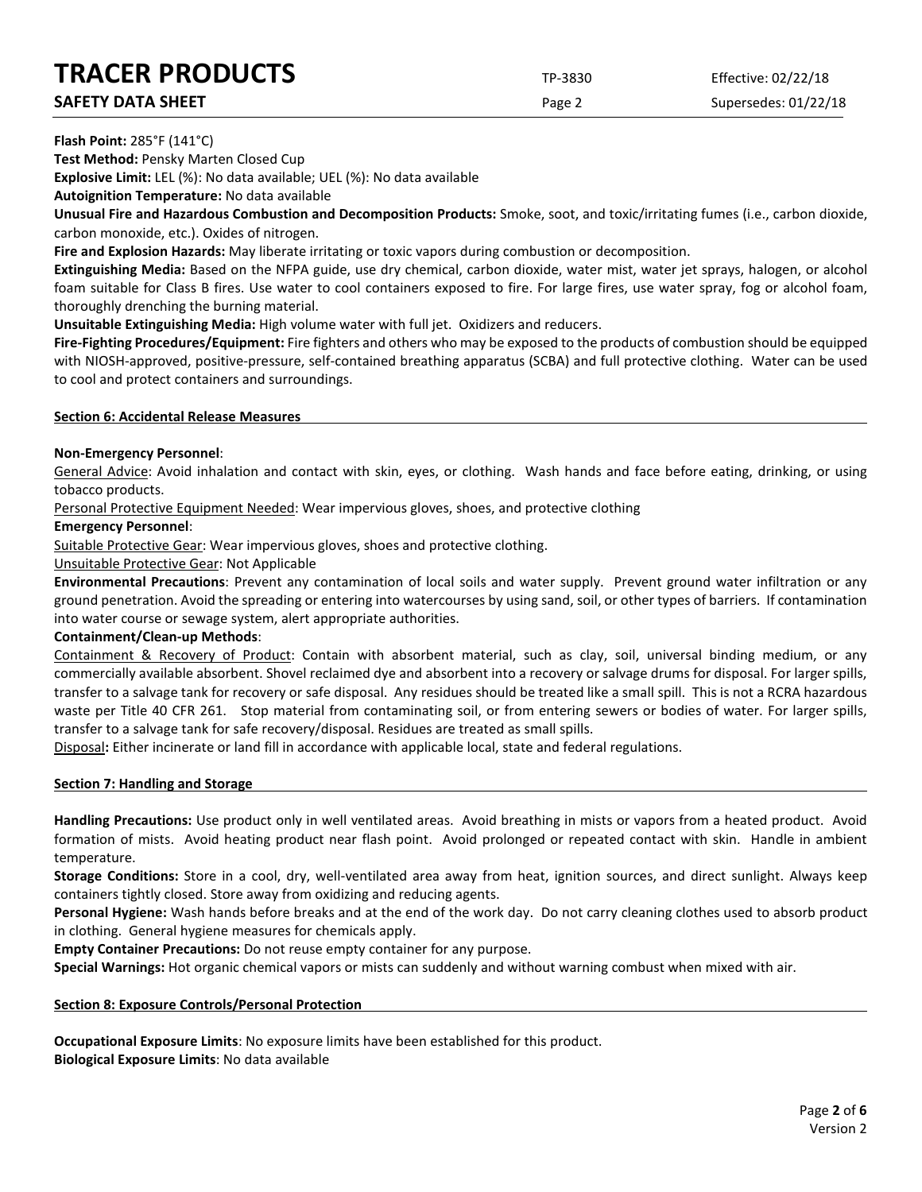**Flash Point:** 285°F (141°C)

**Test Method:** Pensky Marten Closed Cup

**Explosive Limit:** LEL (%): No data available; UEL (%): No data available

**Autoignition Temperature:** No data available

**Unusual Fire and Hazardous Combustion and Decomposition Products:** Smoke, soot, and toxic/irritating fumes (i.e., carbon dioxide, carbon monoxide, etc.). Oxides of nitrogen.

**Fire and Explosion Hazards:** May liberate irritating or toxic vapors during combustion or decomposition.

**Extinguishing Media:** Based on the NFPA guide, use dry chemical, carbon dioxide, water mist, water jet sprays, halogen, or alcohol foam suitable for Class B fires. Use water to cool containers exposed to fire. For large fires, use water spray, fog or alcohol foam, thoroughly drenching the burning material.

**Unsuitable Extinguishing Media:** High volume water with full jet. Oxidizers and reducers.

**Fire-Fighting Procedures/Equipment:** Fire fighters and others who may be exposed to the products of combustion should be equipped with NIOSH-approved, positive-pressure, self-contained breathing apparatus (SCBA) and full protective clothing. Water can be used to cool and protect containers and surroundings.

## Section 6: Accidental Release Measures

**Non-Emergency Personnel**:

General Advice: Avoid inhalation and contact with skin, eyes, or clothing. Wash hands and face before eating, drinking, or using tobacco products.

Personal Protective Equipment Needed: Wear impervious gloves, shoes, and protective clothing

**Emergency Personnel**:

Suitable Protective Gear: Wear impervious gloves, shoes and protective clothing.

Unsuitable Protective Gear: Not Applicable

**Environmental Precautions**: Prevent any contamination of local soils and water supply. Prevent ground water infiltration or any ground penetration. Avoid the spreading or entering into watercourses by using sand, soil, or other types of barriers. If contamination into water course or sewage system, alert appropriate authorities.

**Containment/Clean-up Methods**:

Containment & Recovery of Product: Contain with absorbent material, such as clay, soil, universal binding medium, or any commercially available absorbent. Shovel reclaimed dye and absorbent into a recovery or salvage drums for disposal. For larger spills, transfer to a salvage tank for recovery or safe disposal. Any residues should be treated like a small spill. This is not a RCRA hazardous waste per Title 40 CFR 261. Stop material from contaminating soil, or from entering sewers or bodies of water. For larger spills, transfer to a salvage tank for safe recovery/disposal. Residues are treated as small spills.

Disposal**:** Either incinerate or land fill in accordance with applicable local, state and federal regulations.

## Section 7: Handling and Storage

**Handling Precautions:** Use product only in well ventilated areas. Avoid breathing in mists or vapors from a heated product. Avoid formation of mists. Avoid heating product near flash point. Avoid prolonged or repeated contact with skin. Handle in ambient temperature.

**Storage Conditions:** Store in a cool, dry, well-ventilated area away from heat, ignition sources, and direct sunlight. Always keep containers tightly closed. Store away from oxidizing and reducing agents.

**Personal Hygiene:** Wash hands before breaks and at the end of the work day. Do not carry cleaning clothes used to absorb product in clothing. General hygiene measures for chemicals apply.

**Empty Container Precautions:** Do not reuse empty container for any purpose.

**Special Warnings:** Hot organic chemical vapors or mists can suddenly and without warning combust when mixed with air.

## Section 8: Exposure Controls/Personal Protection

**Occupational Exposure Limits**: No exposure limits have been established for this product.

**Biological Exposure Limits**: No data available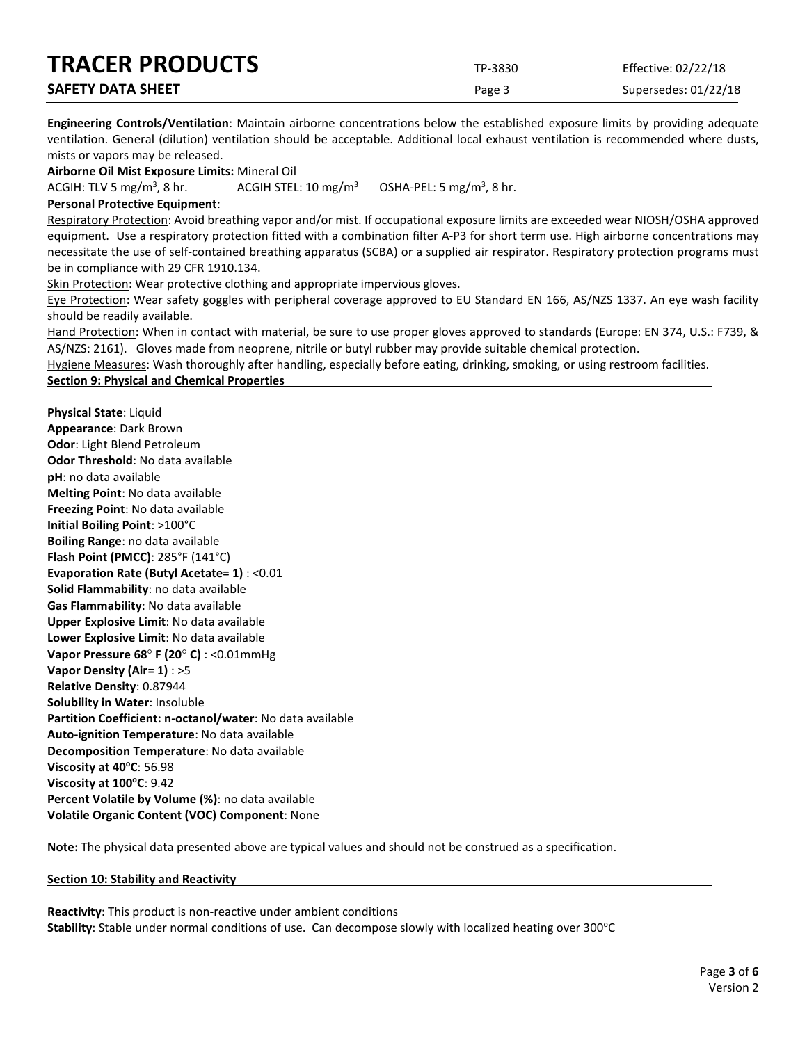**Engineering Controls/Ventilation**: Maintain airborne concentrations below the established exposure limits by providing adequate ventilation. General (dilution) ventilation should be acceptable. Additional local exhaust ventilation is recommended where dusts, mists or vapors may be released.

**Airborne Oil Mist Exposure Limits:** Mineral Oil

ACGIH: TLV 5 mg/m$^3$, 8 hr. ACGIH STEL: 10 mg/m$^3$ OSHA-PEL: 5 mg/m$^3$, 8 hr.

**Personal Protective Equipment**:

Respiratory Protection: Avoid breathing vapor and/or mist. If occupational exposure limits are exceeded wear NIOSH/OSHA approved equipment. Use a respiratory protection fitted with a combination filter A-P3 for short term use. High airborne concentrations may necessitate the use of self-contained breathing apparatus (SCBA) or a supplied air respirator. Respiratory protection programs must be in compliance with 29 CFR 1910.134.

Skin Protection: Wear protective clothing and appropriate impervious gloves.

Eye Protection: Wear safety goggles with peripheral coverage approved to EU Standard EN 166, AS/NZS 1337. An eye wash facility should be readily available.

Hand Protection: When in contact with material, be sure to use proper gloves approved to standards (Europe: EN 374, U.S.: F739, & AS/NZS: 2161). Gloves made from neoprene, nitrile or butyl rubber may provide suitable chemical protection.

Hygiene Measures: Wash thoroughly after handling, especially before eating, drinking, smoking, or using restroom facilities.

## Section 9: Physical and Chemical Properties

**Physical State**: Liquid
**Appearance**: Dark Brown
**Odor**: Light Blend Petroleum
**Odor Threshold**: No data available
**pH**: no data available
**Melting Point**: No data available
**Freezing Point**: No data available
**Initial Boiling Point**: >100°C
**Boiling Range**: no data available
**Flash Point (PMCC)**: 285°F (141°C)
**Evaporation Rate (Butyl Acetate= 1)** : <0.01
**Solid Flammability**: no data available
**Gas Flammability**: No data available
**Upper Explosive Limit**: No data available
**Lower Explosive Limit**: No data available
**Vapor Pressure 68° F (20° C)** : <0.01mmHg
**Vapor Density (Air= 1)** : >5
**Relative Density**: 0.87944
**Solubility in Water**: Insoluble
**Partition Coefficient: n-octanol/water**: No data available
**Auto-ignition Temperature**: No data available
**Decomposition Temperature**: No data available
**Viscosity at 40°C**: 56.98
**Viscosity at 100°C**: 9.42
**Percent Volatile by Volume (%)**: no data available
**Volatile Organic Content (VOC) Component**: None

**Note:** The physical data presented above are typical values and should not be construed as a specification.

## Section 10: Stability and Reactivity

**Reactivity**: This product is non-reactive under ambient conditions
**Stability**: Stable under normal conditions of use. Can decompose slowly with localized heating over 300°C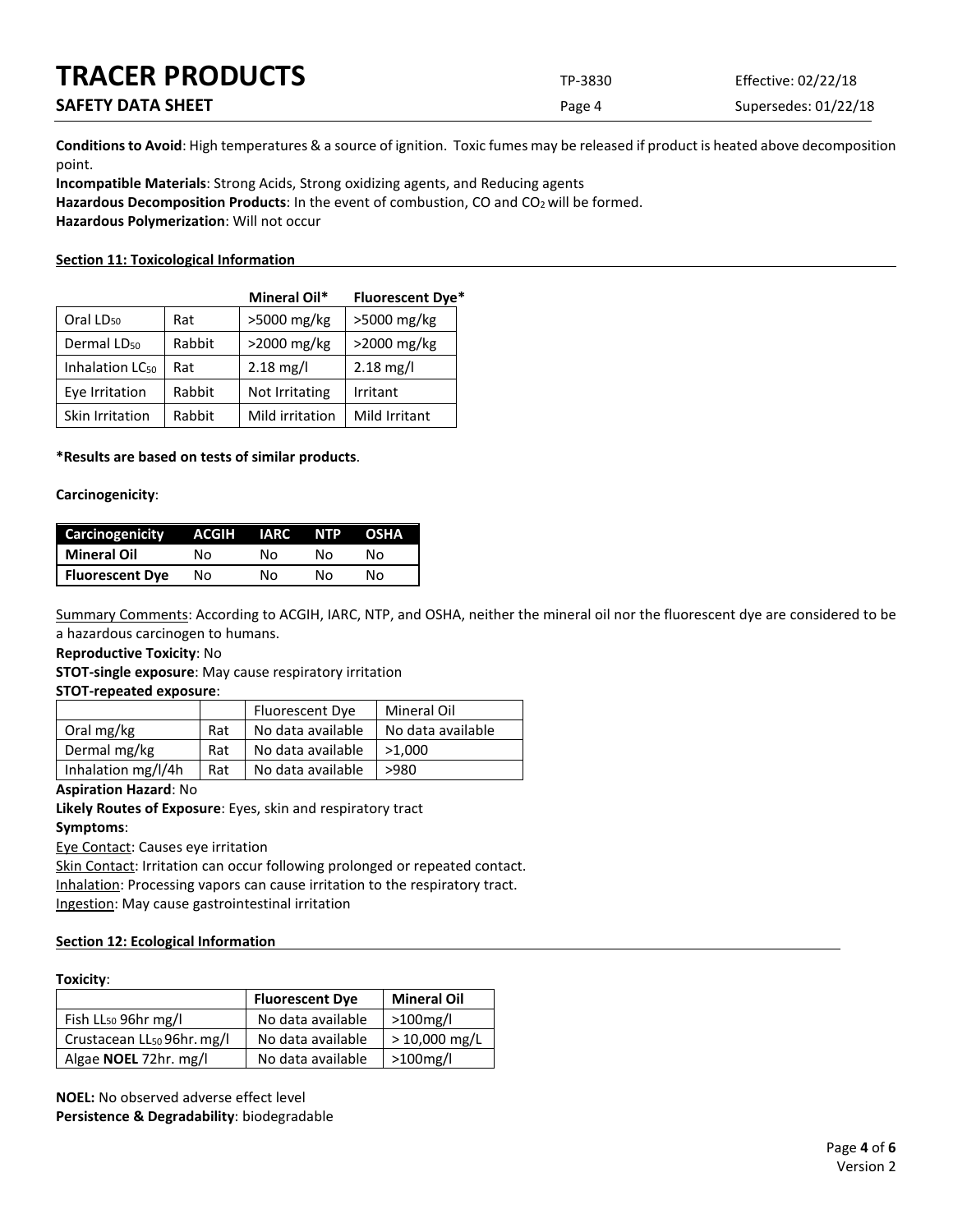**Conditions to Avoid**: High temperatures & a source of ignition. Toxic fumes may be released if product is heated above decomposition point.

**Incompatible Materials**: Strong Acids, Strong oxidizing agents, and Reducing agents

**Hazardous Decomposition Products**: In the event of combustion, CO and $CO_2$ will be formed.

**Hazardous Polymerization**: Will not occur

## Section 11: Toxicological Information

| | | Mineral Oil* | Fluorescent Dye* |
|---|---|---|---|
| Oral $LD_{50}$ | Rat | >5000 mg/kg | >5000 mg/kg |
| Dermal $LD_{50}$ | Rabbit | >2000 mg/kg | >2000 mg/kg |
| Inhalation $LC_{50}$ | Rat | 2.18 mg/l | 2.18 mg/l |
| Eye Irritation | Rabbit | Not Irritating | Irritant |
| Skin Irritation | Rabbit | Mild irritation | Mild Irritant |

**\*Results are based on tests of similar products**.

**Carcinogenicity**:

| Carcinogenicity | ACGIH | IARC | NTP | OSHA |
|---|---|---|---|---|
| **Mineral Oil** | No | No | No | No |
| **Fluorescent Dye** | No | No | No | No |

Summary Comments: According to ACGIH, IARC, NTP, and OSHA, neither the mineral oil nor the fluorescent dye are considered to be a hazardous carcinogen to humans.

**Reproductive Toxicity**: No

**STOT-single exposure**: May cause respiratory irritation

**STOT-repeated exposure**:

| | | Fluorescent Dye | Mineral Oil |
|---|---|---|---|
| Oral mg/kg | Rat | No data available | No data available |
| Dermal mg/kg | Rat | No data available | >1,000 |
| Inhalation mg/l/4h | Rat | No data available | >980 |

**Aspiration Hazard**: No

**Likely Routes of Exposure**: Eyes, skin and respiratory tract

**Symptoms**:

Eye Contact: Causes eye irritation

Skin Contact: Irritation can occur following prolonged or repeated contact.

Inhalation: Processing vapors can cause irritation to the respiratory tract.

Ingestion: May cause gastrointestinal irritation

## Section 12: Ecological Information

**Toxicity**:

| | Fluorescent Dye | Mineral Oil |
|---|---|---|
| Fish $LL_{50}$ 96hr mg/l | No data available | >100mg/l |
| Crustacean $LL_{50}$ 96hr. mg/l | No data available | > 10,000 mg/L |
| Algae **NOEL** 72hr. mg/l | No data available | >100mg/l |

**NOEL:** No observed adverse effect level

**Persistence & Degradability**: biodegradable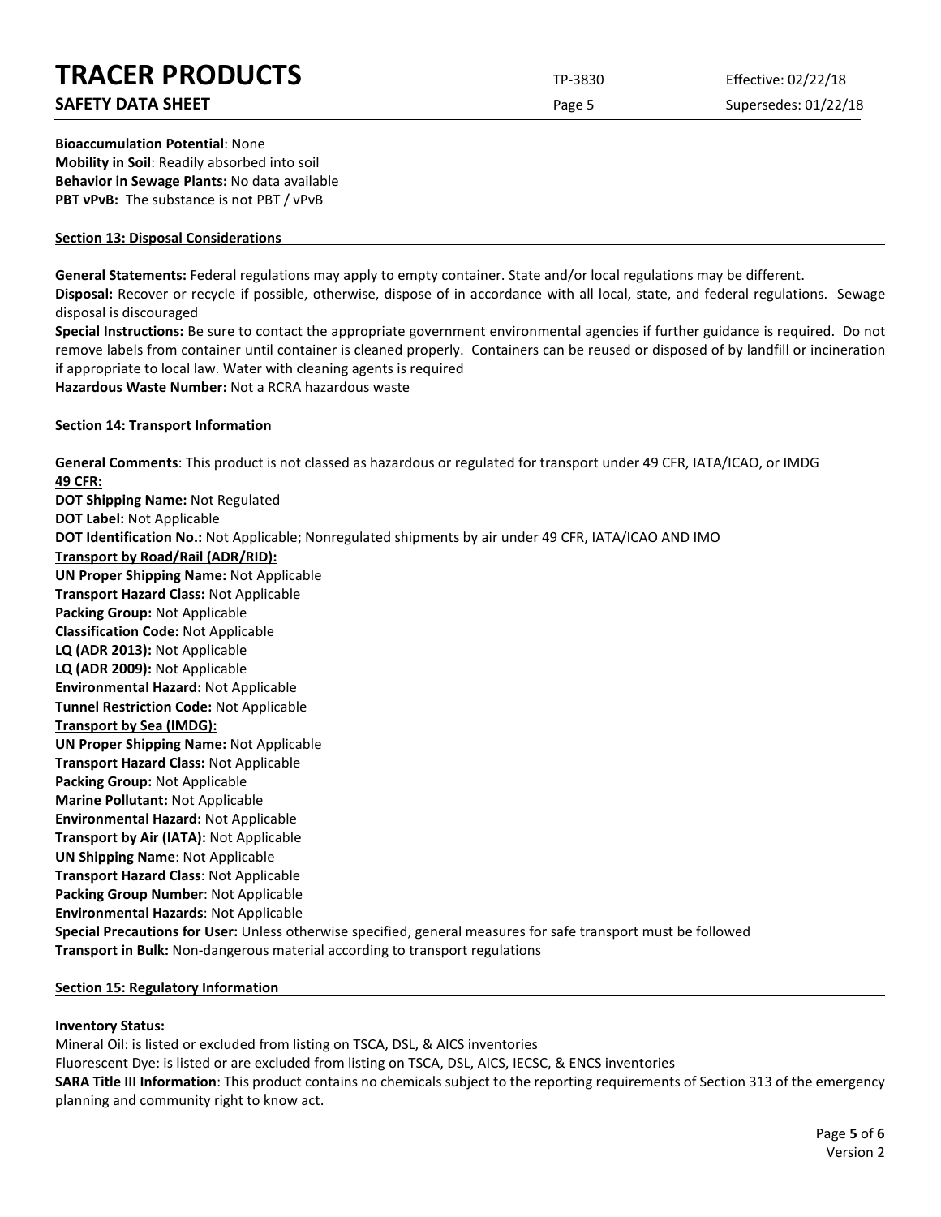**Bioaccumulation Potential**: None
**Mobility in Soil**: Readily absorbed into soil
**Behavior in Sewage Plants:** No data available
**PBT vPvB:** The substance is not PBT / vPvB

## Section 13: Disposal Considerations

**General Statements:** Federal regulations may apply to empty container. State and/or local regulations may be different.
**Disposal:** Recover or recycle if possible, otherwise, dispose of in accordance with all local, state, and federal regulations. Sewage disposal is discouraged
**Special Instructions:** Be sure to contact the appropriate government environmental agencies if further guidance is required. Do not remove labels from container until container is cleaned properly. Containers can be reused or disposed of by landfill or incineration if appropriate to local law. Water with cleaning agents is required
**Hazardous Waste Number:** Not a RCRA hazardous waste

## Section 14: Transport Information

**General Comments**: This product is not classed as hazardous or regulated for transport under 49 CFR, IATA/ICAO, or IMDG
**49 CFR:**
**DOT Shipping Name:** Not Regulated
**DOT Label:** Not Applicable
**DOT Identification No.:** Not Applicable; Nonregulated shipments by air under 49 CFR, IATA/ICAO AND IMO
**Transport by Road/Rail (ADR/RID):**
**UN Proper Shipping Name:** Not Applicable
**Transport Hazard Class:** Not Applicable
**Packing Group:** Not Applicable
**Classification Code:** Not Applicable
**LQ (ADR 2013):** Not Applicable
**LQ (ADR 2009):** Not Applicable
**Environmental Hazard:** Not Applicable
**Tunnel Restriction Code:** Not Applicable
**Transport by Sea (IMDG):**
**UN Proper Shipping Name:** Not Applicable
**Transport Hazard Class:** Not Applicable
**Packing Group:** Not Applicable
**Marine Pollutant:** Not Applicable
**Environmental Hazard:** Not Applicable
**Transport by Air (IATA):** Not Applicable
**UN Shipping Name**: Not Applicable
**Transport Hazard Class**: Not Applicable
**Packing Group Number**: Not Applicable
**Environmental Hazards**: Not Applicable
**Special Precautions for User:** Unless otherwise specified, general measures for safe transport must be followed
**Transport in Bulk:** Non-dangerous material according to transport regulations

## Section 15: Regulatory Information

**Inventory Status:**
Mineral Oil: is listed or excluded from listing on TSCA, DSL, & AICS inventories
Fluorescent Dye: is listed or are excluded from listing on TSCA, DSL, AICS, IECSC, & ENCS inventories
**SARA Title III Information**: This product contains no chemicals subject to the reporting requirements of Section 313 of the emergency planning and community right to know act.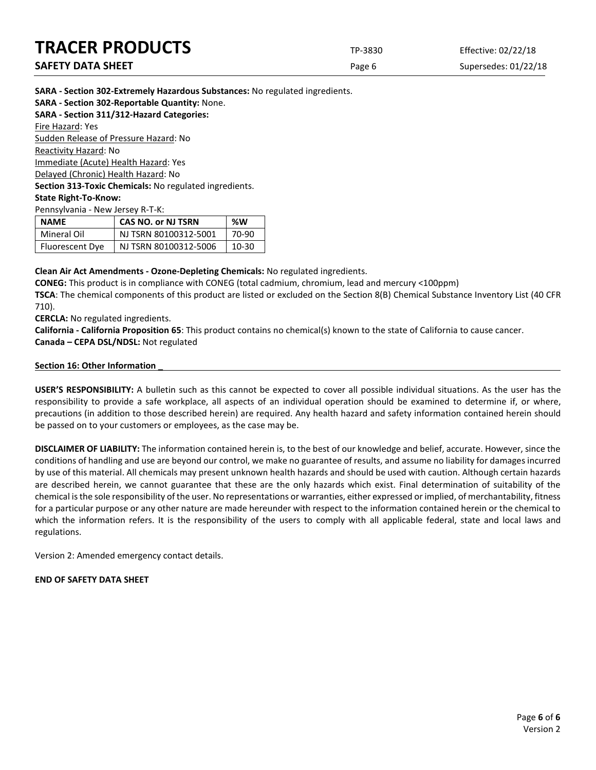**SARA - Section 302-Extremely Hazardous Substances:** No regulated ingredients.
**SARA - Section 302-Reportable Quantity:** None.
**SARA - Section 311/312-Hazard Categories:**
Fire Hazard: Yes
Sudden Release of Pressure Hazard: No
Reactivity Hazard: No
Immediate (Acute) Health Hazard: Yes
Delayed (Chronic) Health Hazard: No
**Section 313-Toxic Chemicals:** No regulated ingredients.
**State Right-To-Know:**
Pennsylvania - New Jersey R-T-K:

| NAME | CAS NO. or NJ TSRN | %W |
| --- | --- | --- |
| Mineral Oil | NJ TSRN 80100312-5001 | 70-90 |
| Fluorescent Dye | NJ TSRN 80100312-5006 | 10-30 |

**Clean Air Act Amendments - Ozone-Depleting Chemicals:** No regulated ingredients.
**CONEG:** This product is in compliance with CONEG (total cadmium, chromium, lead and mercury <100ppm)
**TSCA**: The chemical components of this product are listed or excluded on the Section 8(B) Chemical Substance Inventory List (40 CFR 710).
**CERCLA:** No regulated ingredients.
**California - California Proposition 65**: This product contains no chemical(s) known to the state of California to cause cancer.
**Canada – CEPA DSL/NDSL:** Not regulated

## Section 16: Other Information

**USER'S RESPONSIBILITY:** A bulletin such as this cannot be expected to cover all possible individual situations. As the user has the responsibility to provide a safe workplace, all aspects of an individual operation should be examined to determine if, or where, precautions (in addition to those described herein) are required. Any health hazard and safety information contained herein should be passed on to your customers or employees, as the case may be.

**DISCLAIMER OF LIABILITY:** The information contained herein is, to the best of our knowledge and belief, accurate. However, since the conditions of handling and use are beyond our control, we make no guarantee of results, and assume no liability for damages incurred by use of this material. All chemicals may present unknown health hazards and should be used with caution. Although certain hazards are described herein, we cannot guarantee that these are the only hazards which exist. Final determination of suitability of the chemical is the sole responsibility of the user. No representations or warranties, either expressed or implied, of merchantability, fitness for a particular purpose or any other nature are made hereunder with respect to the information contained herein or the chemical to which the information refers. It is the responsibility of the users to comply with all applicable federal, state and local laws and regulations.

Version 2: Amended emergency contact details.

**END OF SAFETY DATA SHEET**